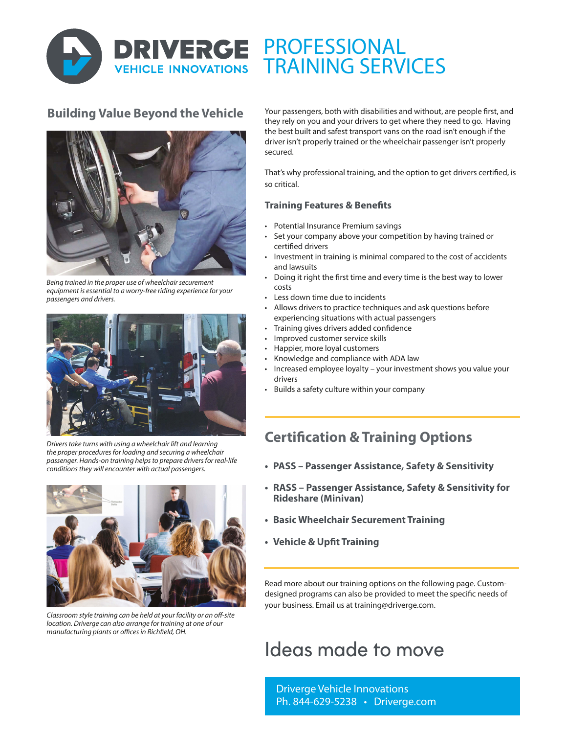# DRIVERGE VEHICLE INNOVATIONS — PROFESSIONAL TRAINING SERVICES

## Building Value Beyond the Vehicle

*Being trained in the proper use of wheelchair securement equipment is essential to a worry-free riding experience for your passengers and drivers.*

*Drivers take turns with using a wheelchair lift and learning the proper procedures for loading and securing a wheelchair passenger. Hands-on training helps to prepare drivers for real-life conditions they will encounter with actual passengers.*

*Classroom style training can be held at your facility or an off-site location. Driverge can also arrange for training at one of our manufacturing plants or offices in Richfield, OH.*

Your passengers, both with disabilities and without, are people first, and they rely on you and your drivers to get where they need to go. Having the best built and safest transport vans on the road isn't enough if the driver isn't properly trained or the wheelchair passenger isn't properly secured.

That's why professional training, and the option to get drivers certified, is so critical.

### Training Features & Benefits

- Potential Insurance Premium savings
- Set your company above your competition by having trained or certified drivers
- Investment in training is minimal compared to the cost of accidents and lawsuits
- Doing it right the first time and every time is the best way to lower costs
- Less down time due to incidents
- Allows drivers to practice techniques and ask questions before experiencing situations with actual passengers
- Training gives drivers added confidence
- Improved customer service skills
- Happier, more loyal customers
- Knowledge and compliance with ADA law
- Increased employee loyalty – your investment shows you value your drivers
- Builds a safety culture within your company

## Certification & Training Options

- **PASS – Passenger Assistance, Safety & Sensitivity**
- **RASS – Passenger Assistance, Safety & Sensitivity for Rideshare (Minivan)**
- **Basic Wheelchair Securement Training**
- **Vehicle & Upfit Training**

Read more about our training options on the following page. Custom-designed programs can also be provided to meet the specific needs of your business. Email us at training@driverge.com.

## Ideas made to move

Driverge Vehicle Innovations
Ph. 844-629-5238 • Driverge.com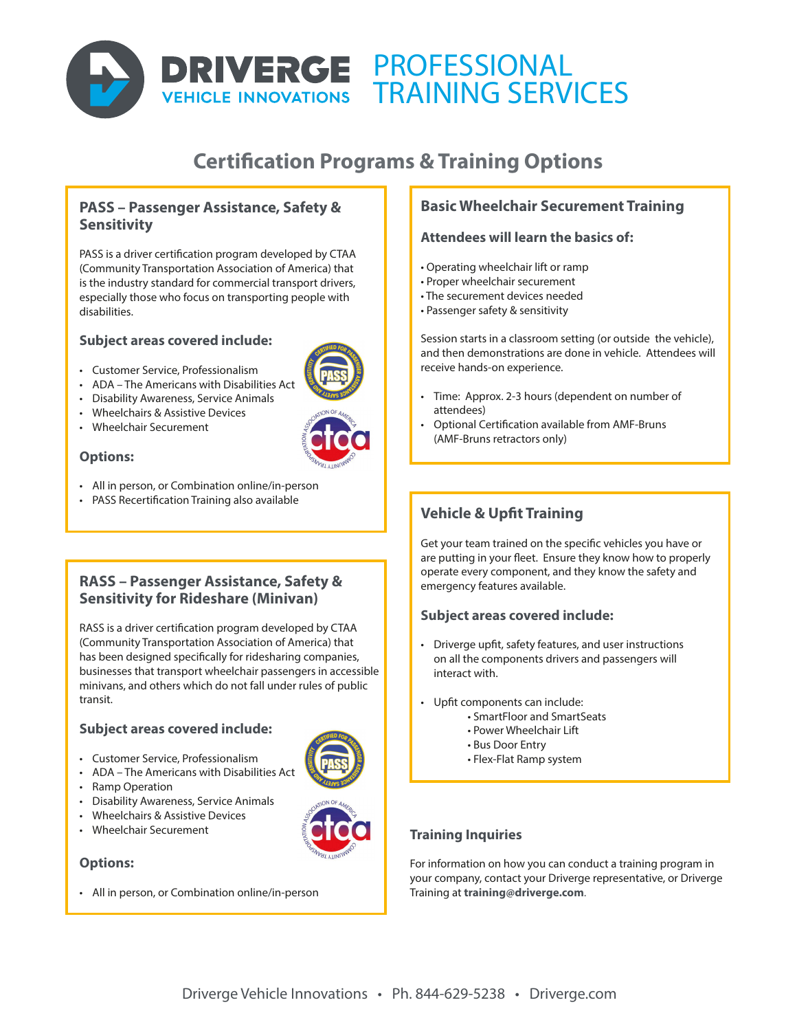# DRIVERGE VEHICLE INNOVATIONS PROFESSIONAL TRAINING SERVICES

## Certification Programs & Training Options

### PASS – Passenger Assistance, Safety & Sensitivity

PASS is a driver certification program developed by CTAA (Community Transportation Association of America) that is the industry standard for commercial transport drivers, especially those who focus on transporting people with disabilities.

#### Subject areas covered include:

- Customer Service, Professionalism
- ADA – The Americans with Disabilities Act
- Disability Awareness, Service Animals
- Wheelchairs & Assistive Devices
- Wheelchair Securement

#### Options:

- All in person, or Combination online/in-person
- PASS Recertification Training also available

### RASS – Passenger Assistance, Safety & Sensitivity for Rideshare (Minivan)

RASS is a driver certification program developed by CTAA (Community Transportation Association of America) that has been designed specifically for ridesharing companies, businesses that transport wheelchair passengers in accessible minivans, and others which do not fall under rules of public transit.

#### Subject areas covered include:

- Customer Service, Professionalism
- ADA – The Americans with Disabilities Act
- Ramp Operation
- Disability Awareness, Service Animals
- Wheelchairs & Assistive Devices
- Wheelchair Securement

#### Options:

- All in person, or Combination online/in-person

### Basic Wheelchair Securement Training

#### Attendees will learn the basics of:

- Operating wheelchair lift or ramp
- Proper wheelchair securement
- The securement devices needed
- Passenger safety & sensitivity

Session starts in a classroom setting (or outside the vehicle), and then demonstrations are done in vehicle. Attendees will receive hands-on experience.

- Time: Approx. 2-3 hours (dependent on number of attendees)
- Optional Certification available from AMF-Bruns (AMF-Bruns retractors only)

### Vehicle & Upfit Training

Get your team trained on the specific vehicles you have or are putting in your fleet. Ensure they know how to properly operate every component, and they know the safety and emergency features available.

#### Subject areas covered include:

- Driverge upfit, safety features, and user instructions on all the components drivers and passengers will interact with.
- Upfit components can include:
  - SmartFloor and SmartSeats
  - Power Wheelchair Lift
  - Bus Door Entry
  - Flex-Flat Ramp system

### Training Inquiries

For information on how you can conduct a training program in your company, contact your Driverge representative, or Driverge Training at **training@driverge.com**.

Driverge Vehicle Innovations • Ph. 844-629-5238 • Driverge.com